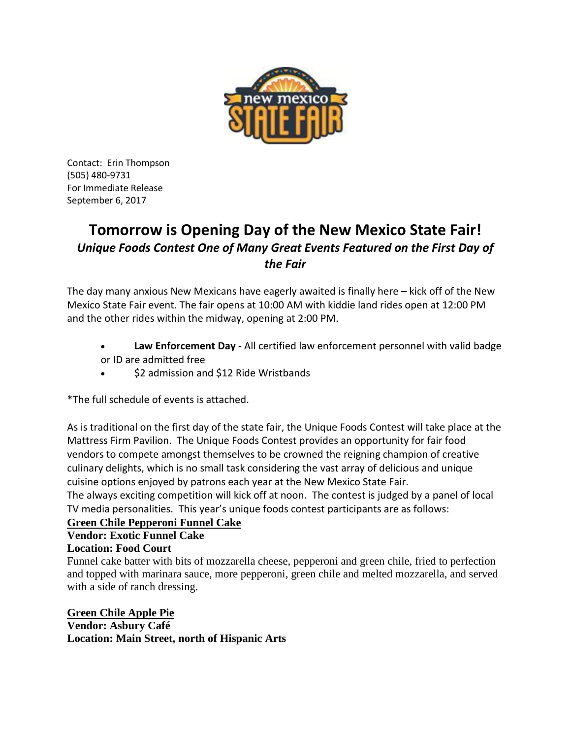Contact: Erin Thompson
(505) 480-9731
For Immediate Release
September 6, 2017

# Tomorrow is Opening Day of the New Mexico State Fair!

## *Unique Foods Contest One of Many Great Events Featured on the First Day of the Fair*

The day many anxious New Mexicans have eagerly awaited is finally here – kick off of the New Mexico State Fair event. The fair opens at 10:00 AM with kiddie land rides open at 12:00 PM and the other rides within the midway, opening at 2:00 PM.

- **Law Enforcement Day -** All certified law enforcement personnel with valid badge or ID are admitted free
- $2 admission and $12 Ride Wristbands

*The full schedule of events is attached.

As is traditional on the first day of the state fair, the Unique Foods Contest will take place at the Mattress Firm Pavilion. The Unique Foods Contest provides an opportunity for fair food vendors to compete amongst themselves to be crowned the reigning champion of creative culinary delights, which is no small task considering the vast array of delicious and unique cuisine options enjoyed by patrons each year at the New Mexico State Fair.
The always exciting competition will kick off at noon. The contest is judged by a panel of local TV media personalities. This year's unique foods contest participants are as follows:

**Green Chile Pepperoni Funnel Cake**
**Vendor: Exotic Funnel Cake**
**Location: Food Court**
Funnel cake batter with bits of mozzarella cheese, pepperoni and green chile, fried to perfection and topped with marinara sauce, more pepperoni, green chile and melted mozzarella, and served with a side of ranch dressing.

**Green Chile Apple Pie**
**Vendor: Asbury Café**
**Location: Main Street, north of Hispanic Arts**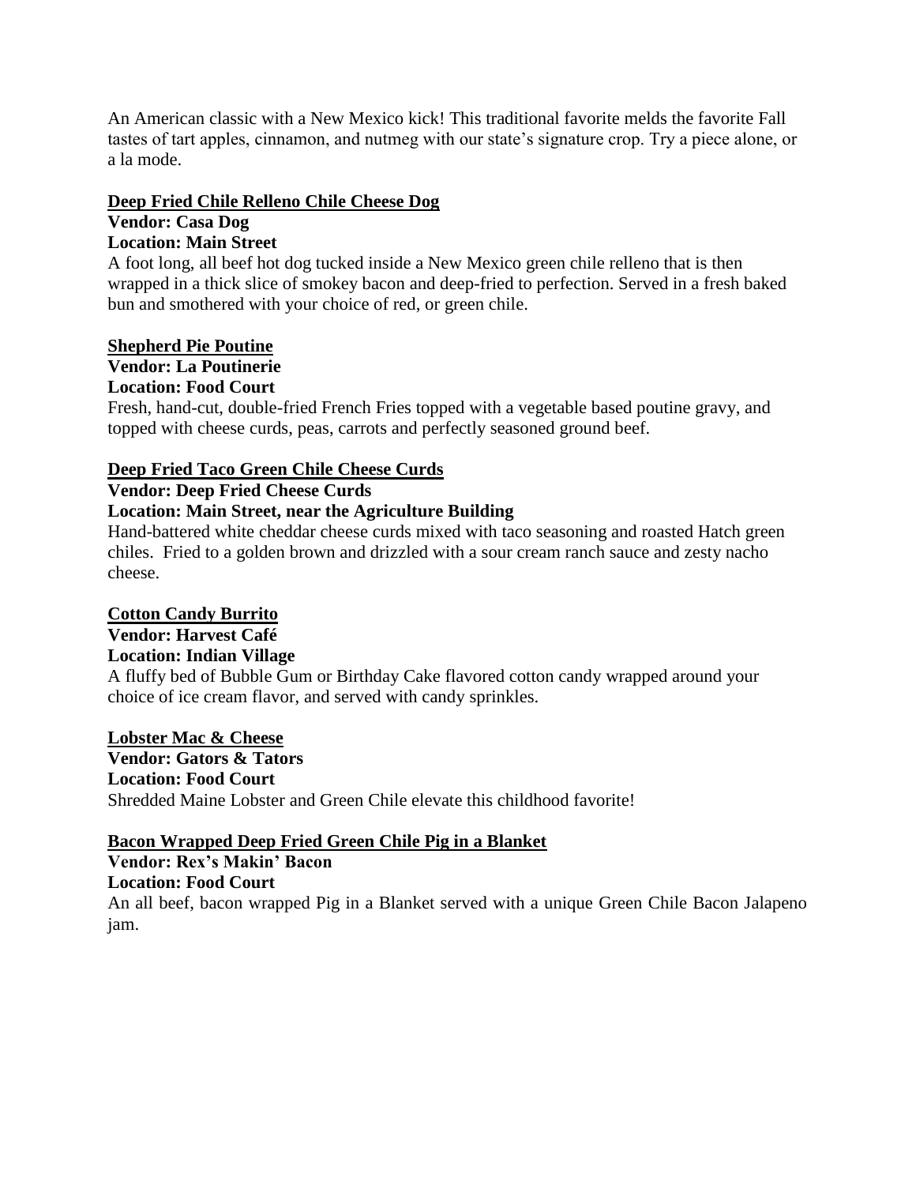An American classic with a New Mexico kick! This traditional favorite melds the favorite Fall tastes of tart apples, cinnamon, and nutmeg with our state's signature crop. Try a piece alone, or a la mode.

### Deep Fried Chile Relleno Chile Cheese Dog

**Vendor: Casa Dog**
**Location: Main Street**

A foot long, all beef hot dog tucked inside a New Mexico green chile relleno that is then wrapped in a thick slice of smokey bacon and deep-fried to perfection. Served in a fresh baked bun and smothered with your choice of red, or green chile.

### Shepherd Pie Poutine

**Vendor: La Poutinerie**
**Location: Food Court**

Fresh, hand-cut, double-fried French Fries topped with a vegetable based poutine gravy, and topped with cheese curds, peas, carrots and perfectly seasoned ground beef.

### Deep Fried Taco Green Chile Cheese Curds

**Vendor: Deep Fried Cheese Curds**
**Location: Main Street, near the Agriculture Building**

Hand-battered white cheddar cheese curds mixed with taco seasoning and roasted Hatch green chiles. Fried to a golden brown and drizzled with a sour cream ranch sauce and zesty nacho cheese.

### Cotton Candy Burrito

**Vendor: Harvest Café**
**Location: Indian Village**

A fluffy bed of Bubble Gum or Birthday Cake flavored cotton candy wrapped around your choice of ice cream flavor, and served with candy sprinkles.

### Lobster Mac & Cheese

**Vendor: Gators & Tators**
**Location: Food Court**

Shredded Maine Lobster and Green Chile elevate this childhood favorite!

### Bacon Wrapped Deep Fried Green Chile Pig in a Blanket

**Vendor: Rex's Makin' Bacon**
**Location: Food Court**

An all beef, bacon wrapped Pig in a Blanket served with a unique Green Chile Bacon Jalapeno jam.